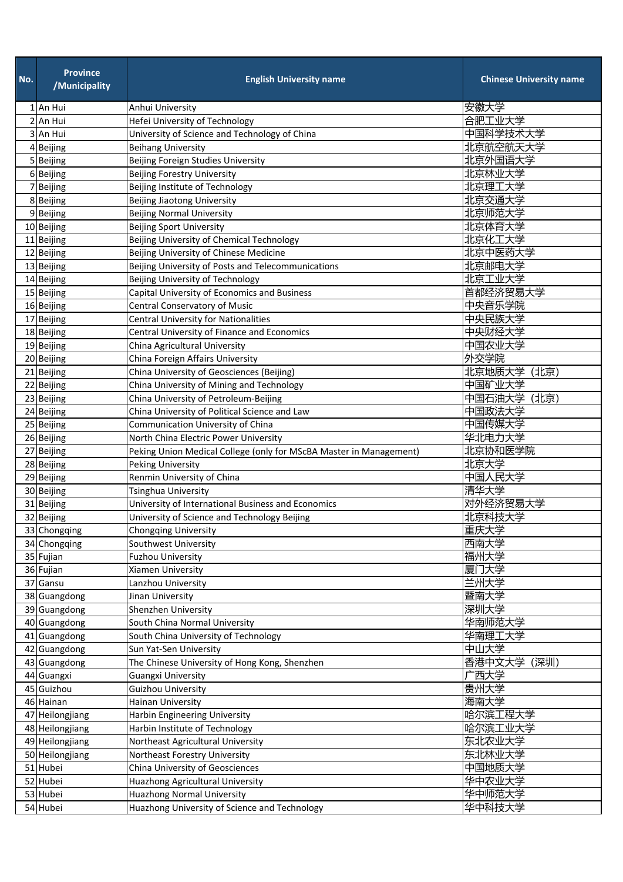| No. | Province /Municipality | English University name | Chinese University name |
| --- | --- | --- | --- |
| 1 | An Hui | Anhui University | 安徽大学 |
| 2 | An Hui | Hefei University of Technology | 合肥工业大学 |
| 3 | An Hui | University of Science and Technology of China | 中国科学技术大学 |
| 4 | Beijing | Beihang University | 北京航空航天大学 |
| 5 | Beijing | Beijing Foreign Studies University | 北京外国语大学 |
| 6 | Beijing | Beijing Forestry University | 北京林业大学 |
| 7 | Beijing | Beijing Institute of Technology | 北京理工大学 |
| 8 | Beijing | Beijing Jiaotong University | 北京交通大学 |
| 9 | Beijing | Beijing Normal University | 北京师范大学 |
| 10 | Beijing | Beijing Sport University | 北京体育大学 |
| 11 | Beijing | Beijing University of Chemical Technology | 北京化工大学 |
| 12 | Beijing | Beijing University of Chinese Medicine | 北京中医药大学 |
| 13 | Beijing | Beijing University of Posts and Telecommunications | 北京邮电大学 |
| 14 | Beijing | Beijing University of Technology | 北京工业大学 |
| 15 | Beijing | Capital University of Economics and Business | 首都经济贸易大学 |
| 16 | Beijing | Central Conservatory of Music | 中央音乐学院 |
| 17 | Beijing | Central University for Nationalities | 中央民族大学 |
| 18 | Beijing | Central University of Finance and Economics | 中央财经大学 |
| 19 | Beijing | China Agricultural University | 中国农业大学 |
| 20 | Beijing | China Foreign Affairs University | 外交学院 |
| 21 | Beijing | China University of Geosciences (Beijing) | 北京地质大学（北京） |
| 22 | Beijing | China University of Mining and Technology | 中国矿业大学 |
| 23 | Beijing | China University of Petroleum-Beijing | 中国石油大学（北京） |
| 24 | Beijing | China University of Political Science and Law | 中国政法大学 |
| 25 | Beijing | Communication University of China | 中国传媒大学 |
| 26 | Beijing | North China Electric Power University | 华北电力大学 |
| 27 | Beijing | Peking Union Medical College (only for MScBA Master in Management) | 北京协和医学院 |
| 28 | Beijing | Peking University | 北京大学 |
| 29 | Beijing | Renmin University of China | 中国人民大学 |
| 30 | Beijing | Tsinghua University | 清华大学 |
| 31 | Beijing | University of International Business and Economics | 对外经济贸易大学 |
| 32 | Beijing | University of Science and Technology Beijing | 北京科技大学 |
| 33 | Chongqing | Chongqing University | 重庆大学 |
| 34 | Chongqing | Southwest University | 西南大学 |
| 35 | Fujian | Fuzhou University | 福州大学 |
| 36 | Fujian | Xiamen University | 厦门大学 |
| 37 | Gansu | Lanzhou University | 兰州大学 |
| 38 | Guangdong | Jinan University | 暨南大学 |
| 39 | Guangdong | Shenzhen University | 深圳大学 |
| 40 | Guangdong | South China Normal University | 华南师范大学 |
| 41 | Guangdong | South China University of Technology | 华南理工大学 |
| 42 | Guangdong | Sun Yat-Sen University | 中山大学 |
| 43 | Guangdong | The Chinese University of Hong Kong, Shenzhen | 香港中文大学（深圳） |
| 44 | Guangxi | Guangxi University | 广西大学 |
| 45 | Guizhou | Guizhou University | 贵州大学 |
| 46 | Hainan | Hainan University | 海南大学 |
| 47 | Heilongjiang | Harbin Engineering University | 哈尔滨工程大学 |
| 48 | Heilongjiang | Harbin Institute of Technology | 哈尔滨工业大学 |
| 49 | Heilongjiang | Northeast Agricultural University | 东北农业大学 |
| 50 | Heilongjiang | Northeast Forestry University | 东北林业大学 |
| 51 | Hubei | China University of Geosciences | 中国地质大学 |
| 52 | Hubei | Huazhong Agricultural University | 华中农业大学 |
| 53 | Hubei | Huazhong Normal University | 华中师范大学 |
| 54 | Hubei | Huazhong University of Science and Technology | 华中科技大学 |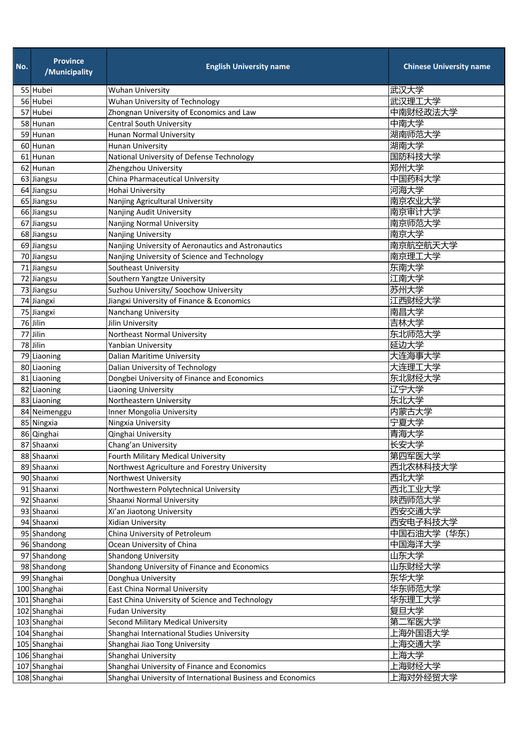| No. | Province /Municipality | English University name | Chinese University name |
|---|---|---|---|
| 55 | Hubei | Wuhan University | 武汉大学 |
| 56 | Hubei | Wuhan University of Technology | 武汉理工大学 |
| 57 | Hubei | Zhongnan University of Economics and Law | 中南财经政法大学 |
| 58 | Hunan | Central South University | 中南大学 |
| 59 | Hunan | Hunan Normal University | 湖南师范大学 |
| 60 | Hunan | Hunan University | 湖南大学 |
| 61 | Hunan | National University of Defense Technology | 国防科技大学 |
| 62 | Hunan | Zhengzhou University | 郑州大学 |
| 63 | Jiangsu | China Pharmaceutical University | 中国药科大学 |
| 64 | Jiangsu | Hohai University | 河海大学 |
| 65 | Jiangsu | Nanjing Agricultural University | 南京农业大学 |
| 66 | Jiangsu | Nanjing Audit University | 南京审计大学 |
| 67 | Jiangsu | Nanjing Normal University | 南京师范大学 |
| 68 | Jiangsu | Nanjing University | 南京大学 |
| 69 | Jiangsu | Nanjing University of Aeronautics and Astronautics | 南京航空航天大学 |
| 70 | Jiangsu | Nanjing University of Science and Technology | 南京理工大学 |
| 71 | Jiangsu | Southeast University | 东南大学 |
| 72 | Jiangsu | Southern Yangtze University | 江南大学 |
| 73 | Jiangsu | Suzhou University/ Soochow University | 苏州大学 |
| 74 | Jiangxi | Jiangxi University of Finance & Economics | 江西财经大学 |
| 75 | Jiangxi | Nanchang University | 南昌大学 |
| 76 | Jilin | Jilin University | 吉林大学 |
| 77 | Jilin | Northeast Normal University | 东北师范大学 |
| 78 | Jilin | Yanbian University | 延边大学 |
| 79 | Liaoning | Dalian Maritime University | 大连海事大学 |
| 80 | Liaoning | Dalian University of Technology | 大连理工大学 |
| 81 | Liaoning | Dongbei University of Finance and Economics | 东北财经大学 |
| 82 | Liaoning | Liaoning University | 辽宁大学 |
| 83 | Liaoning | Northeastern University | 东北大学 |
| 84 | Neimenggu | Inner Mongolia University | 内蒙古大学 |
| 85 | Ningxia | Ningxia University | 宁夏大学 |
| 86 | Qinghai | Qinghai University | 青海大学 |
| 87 | Shaanxi | Chang'an University | 长安大学 |
| 88 | Shaanxi | Fourth Military Medical University | 第四军医大学 |
| 89 | Shaanxi | Northwest Agriculture and Forestry University | 西北农林科技大学 |
| 90 | Shaanxi | Northwest University | 西北大学 |
| 91 | Shaanxi | Northwestern Polytechnical University | 西北工业大学 |
| 92 | Shaanxi | Shaanxi Normal University | 陕西师范大学 |
| 93 | Shaanxi | Xi'an Jiaotong University | 西安交通大学 |
| 94 | Shaanxi | Xidian University | 西安电子科技大学 |
| 95 | Shandong | China University of Petroleum | 中国石油大学（华东) |
| 96 | Shandong | Ocean University of China | 中国海洋大学 |
| 97 | Shandong | Shandong University | 山东大学 |
| 98 | Shandong | Shandong University of Finance and Economics | 山东财经大学 |
| 99 | Shanghai | Donghua University | 东华大学 |
| 100 | Shanghai | East China Normal University | 华东师范大学 |
| 101 | Shanghai | East China University of Science and Technology | 华东理工大学 |
| 102 | Shanghai | Fudan University | 复旦大学 |
| 103 | Shanghai | Second Military Medical University | 第二军医大学 |
| 104 | Shanghai | Shanghai International Studies University | 上海外国语大学 |
| 105 | Shanghai | Shanghai Jiao Tong University | 上海交通大学 |
| 106 | Shanghai | Shanghai University | 上海大学 |
| 107 | Shanghai | Shanghai University of Finance and Economics | 上海财经大学 |
| 108 | Shanghai | Shanghai University of International Business and Economics | 上海对外经贸大学 |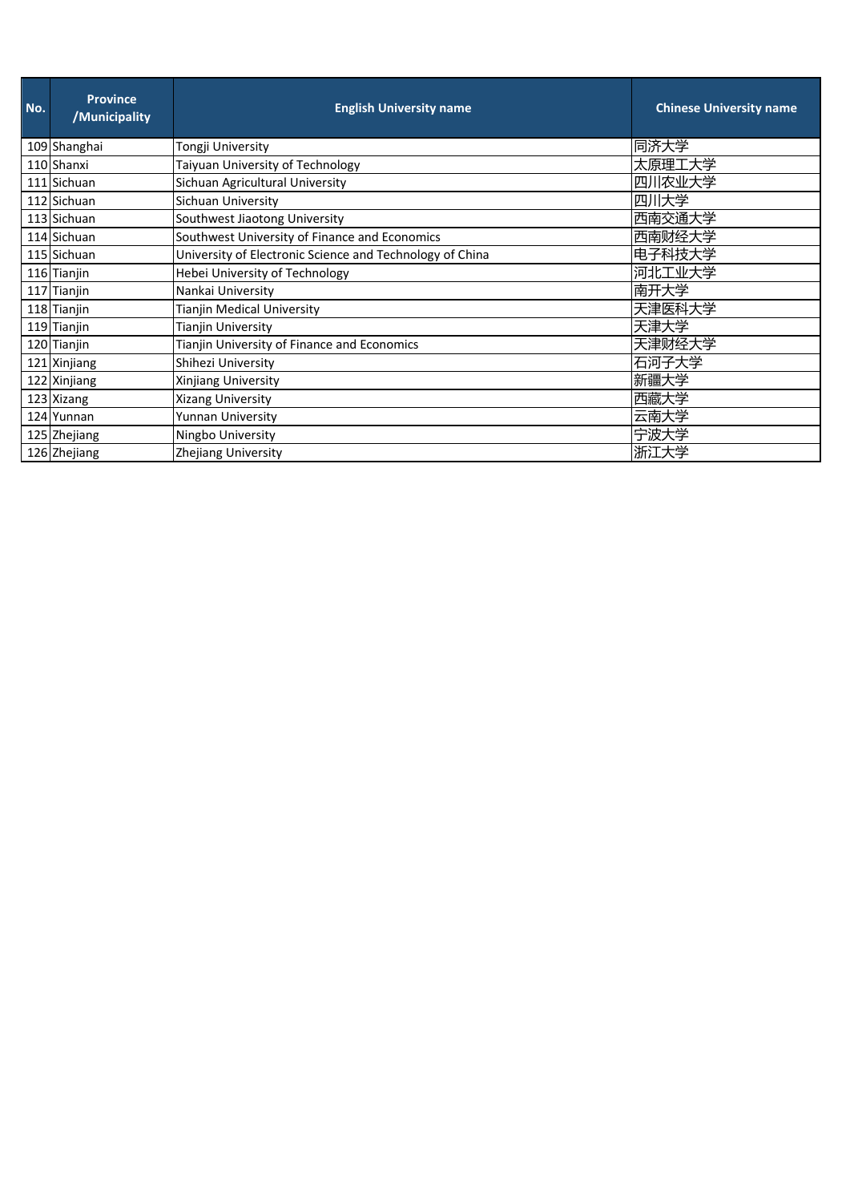| No. | Province /Municipality | English University name | Chinese University name |
|---|---|---|---|
| 109 | Shanghai | Tongji University | 同济大学 |
| 110 | Shanxi | Taiyuan University of Technology | 太原理工大学 |
| 111 | Sichuan | Sichuan Agricultural University | 四川农业大学 |
| 112 | Sichuan | Sichuan University | 四川大学 |
| 113 | Sichuan | Southwest Jiaotong University | 西南交通大学 |
| 114 | Sichuan | Southwest University of Finance and Economics | 西南财经大学 |
| 115 | Sichuan | University of Electronic Science and Technology of China | 电子科技大学 |
| 116 | Tianjin | Hebei University of Technology | 河北工业大学 |
| 117 | Tianjin | Nankai University | 南开大学 |
| 118 | Tianjin | Tianjin Medical University | 天津医科大学 |
| 119 | Tianjin | Tianjin University | 天津大学 |
| 120 | Tianjin | Tianjin University of Finance and Economics | 天津财经大学 |
| 121 | Xinjiang | Shihezi University | 石河子大学 |
| 122 | Xinjiang | Xinjiang University | 新疆大学 |
| 123 | Xizang | Xizang University | 西藏大学 |
| 124 | Yunnan | Yunnan University | 云南大学 |
| 125 | Zhejiang | Ningbo University | 宁波大学 |
| 126 | Zhejiang | Zhejiang University | 浙江大学 |